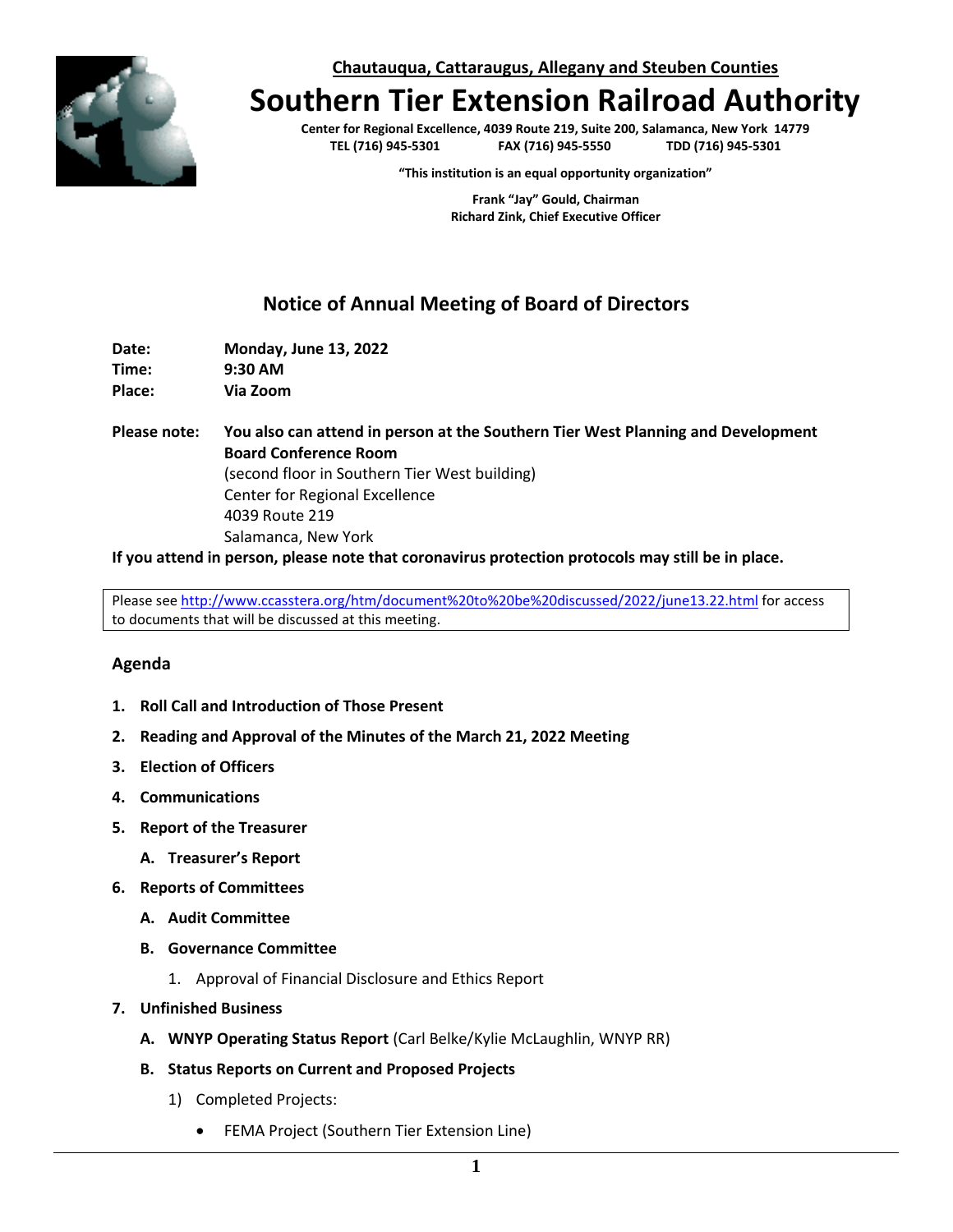**Chautauqua, Cattaraugus, Allegany and Steuben Counties**

# Southern Tier Extension Railroad Authority

**Center for Regional Excellence, 4039 Route 219, Suite 200, Salamanca, New York 14779**
**TEL (716) 945-5301 FAX (716) 945-5550 TDD (716) 945-5301**

**"This institution is an equal opportunity organization"**

**Frank "Jay" Gould, Chairman**
**Richard Zink, Chief Executive Officer**

## Notice of Annual Meeting of Board of Directors

**Date:** **Monday, June 13, 2022**
**Time:** **9:30 AM**
**Place:** **Via Zoom**

**Please note:** **You also can attend in person at the Southern Tier West Planning and Development Board Conference Room**
(second floor in Southern Tier West building)
Center for Regional Excellence
4039 Route 219
Salamanca, New York

**If you attend in person, please note that coronavirus protection protocols may still be in place.**

Please see http://www.ccasstera.org/htm/document%20to%20be%20discussed/2022/june13.22.html for access to documents that will be discussed at this meeting.

### Agenda

1. **Roll Call and Introduction of Those Present**
2. **Reading and Approval of the Minutes of the March 21, 2022 Meeting**
3. **Election of Officers**
4. **Communications**
5. **Report of the Treasurer**
   - A. **Treasurer's Report**
6. **Reports of Committees**
   - A. **Audit Committee**
   - B. **Governance Committee**
     1. Approval of Financial Disclosure and Ethics Report
7. **Unfinished Business**
   - A. **WNYP Operating Status Report** (Carl Belke/Kylie McLaughlin, WNYP RR)
   - B. **Status Reports on Current and Proposed Projects**
     1) Completed Projects:
        - FEMA Project (Southern Tier Extension Line)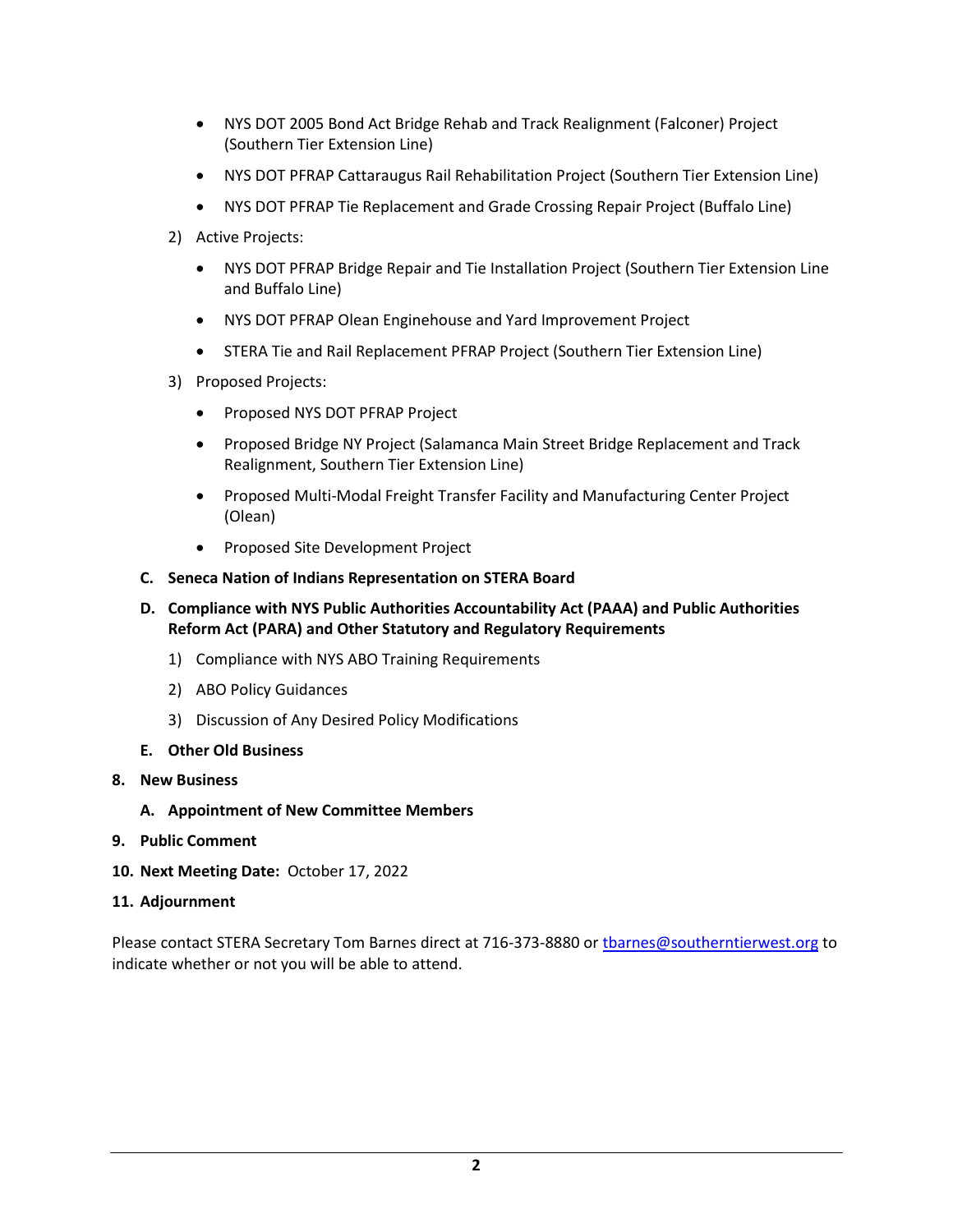- NYS DOT 2005 Bond Act Bridge Rehab and Track Realignment (Falconer) Project (Southern Tier Extension Line)
- NYS DOT PFRAP Cattaraugus Rail Rehabilitation Project (Southern Tier Extension Line)
- NYS DOT PFRAP Tie Replacement and Grade Crossing Repair Project (Buffalo Line)

2) Active Projects:

- NYS DOT PFRAP Bridge Repair and Tie Installation Project (Southern Tier Extension Line and Buffalo Line)
- NYS DOT PFRAP Olean Enginehouse and Yard Improvement Project
- STERA Tie and Rail Replacement PFRAP Project (Southern Tier Extension Line)

3) Proposed Projects:

- Proposed NYS DOT PFRAP Project
- Proposed Bridge NY Project (Salamanca Main Street Bridge Replacement and Track Realignment, Southern Tier Extension Line)
- Proposed Multi-Modal Freight Transfer Facility and Manufacturing Center Project (Olean)
- Proposed Site Development Project

**C. Seneca Nation of Indians Representation on STERA Board**

**D. Compliance with NYS Public Authorities Accountability Act (PAAA) and Public Authorities Reform Act (PARA) and Other Statutory and Regulatory Requirements**

1) Compliance with NYS ABO Training Requirements
2) ABO Policy Guidances
3) Discussion of Any Desired Policy Modifications

**E. Other Old Business**

**8. New Business**

**A. Appointment of New Committee Members**

**9. Public Comment**

**10. Next Meeting Date:** October 17, 2022

**11. Adjournment**

Please contact STERA Secretary Tom Barnes direct at 716-373-8880 or tbarnes@southerntierwest.org to indicate whether or not you will be able to attend.